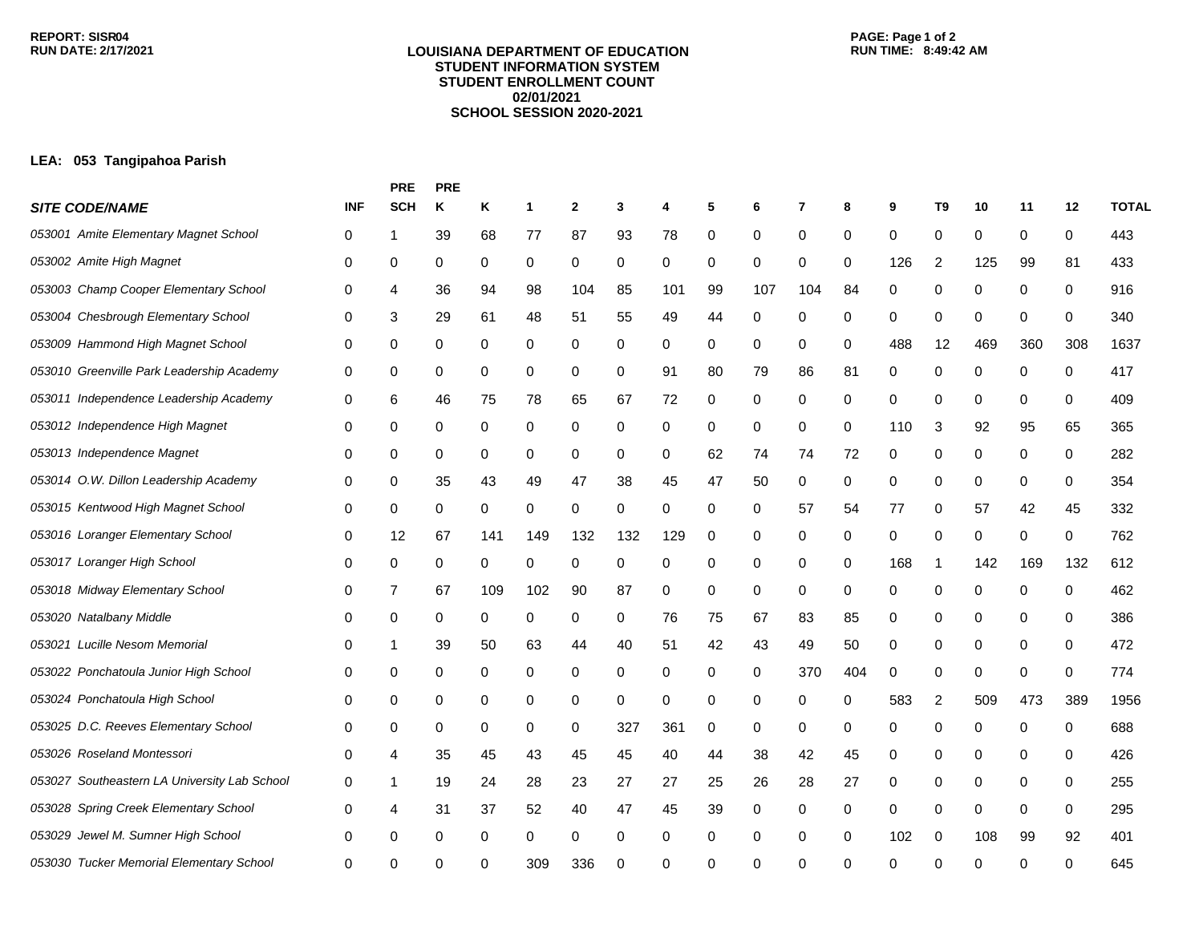REPORT: SISR04
RUN DATE: 2/17/2021

**LOUISIANA DEPARTMENT OF EDUCATION**
**STUDENT INFORMATION SYSTEM**
**STUDENT ENROLLMENT COUNT**
**02/01/2021**
**SCHOOL SESSION 2020-2021**

RUN TIME: 8:49:42 AM

**LEA: 053 Tangipahoa Parish**

| *SITE CODE/NAME* | INF | PRE SCH | PRE K | K | 1 | 2 | 3 | 4 | 5 | 6 | 7 | 8 | 9 | T9 | 10 | 11 | 12 | TOTAL |
|---|---|---|---|---|---|---|---|---|---|---|---|---|---|---|---|---|---|---|
| *053001 Amite Elementary Magnet School* | 0 | 1 | 39 | 68 | 77 | 87 | 93 | 78 | 0 | 0 | 0 | 0 | 0 | 0 | 0 | 0 | 0 | 443 |
| *053002 Amite High Magnet* | 0 | 0 | 0 | 0 | 0 | 0 | 0 | 0 | 0 | 0 | 0 | 0 | 126 | 2 | 125 | 99 | 81 | 433 |
| *053003 Champ Cooper Elementary School* | 0 | 4 | 36 | 94 | 98 | 104 | 85 | 101 | 99 | 107 | 104 | 84 | 0 | 0 | 0 | 0 | 0 | 916 |
| *053004 Chesbrough Elementary School* | 0 | 3 | 29 | 61 | 48 | 51 | 55 | 49 | 44 | 0 | 0 | 0 | 0 | 0 | 0 | 0 | 0 | 340 |
| *053009 Hammond High Magnet School* | 0 | 0 | 0 | 0 | 0 | 0 | 0 | 0 | 0 | 0 | 0 | 0 | 488 | 12 | 469 | 360 | 308 | 1637 |
| *053010 Greenville Park Leadership Academy* | 0 | 0 | 0 | 0 | 0 | 0 | 0 | 91 | 80 | 79 | 86 | 81 | 0 | 0 | 0 | 0 | 0 | 417 |
| *053011 Independence Leadership Academy* | 0 | 6 | 46 | 75 | 78 | 65 | 67 | 72 | 0 | 0 | 0 | 0 | 0 | 0 | 0 | 0 | 0 | 409 |
| *053012 Independence High Magnet* | 0 | 0 | 0 | 0 | 0 | 0 | 0 | 0 | 0 | 0 | 0 | 0 | 110 | 3 | 92 | 95 | 65 | 365 |
| *053013 Independence Magnet* | 0 | 0 | 0 | 0 | 0 | 0 | 0 | 0 | 62 | 74 | 74 | 72 | 0 | 0 | 0 | 0 | 0 | 282 |
| *053014 O.W. Dillon Leadership Academy* | 0 | 0 | 35 | 43 | 49 | 47 | 38 | 45 | 47 | 50 | 0 | 0 | 0 | 0 | 0 | 0 | 0 | 354 |
| *053015 Kentwood High Magnet School* | 0 | 0 | 0 | 0 | 0 | 0 | 0 | 0 | 0 | 0 | 57 | 54 | 77 | 0 | 57 | 42 | 45 | 332 |
| *053016 Loranger Elementary School* | 0 | 12 | 67 | 141 | 149 | 132 | 132 | 129 | 0 | 0 | 0 | 0 | 0 | 0 | 0 | 0 | 0 | 762 |
| *053017 Loranger High School* | 0 | 0 | 0 | 0 | 0 | 0 | 0 | 0 | 0 | 0 | 0 | 0 | 168 | 1 | 142 | 169 | 132 | 612 |
| *053018 Midway Elementary School* | 0 | 7 | 67 | 109 | 102 | 90 | 87 | 0 | 0 | 0 | 0 | 0 | 0 | 0 | 0 | 0 | 0 | 462 |
| *053020 Natalbany Middle* | 0 | 0 | 0 | 0 | 0 | 0 | 0 | 76 | 75 | 67 | 83 | 85 | 0 | 0 | 0 | 0 | 0 | 386 |
| *053021 Lucille Nesom Memorial* | 0 | 1 | 39 | 50 | 63 | 44 | 40 | 51 | 42 | 43 | 49 | 50 | 0 | 0 | 0 | 0 | 0 | 472 |
| *053022 Ponchatoula Junior High School* | 0 | 0 | 0 | 0 | 0 | 0 | 0 | 0 | 0 | 0 | 370 | 404 | 0 | 0 | 0 | 0 | 0 | 774 |
| *053024 Ponchatoula High School* | 0 | 0 | 0 | 0 | 0 | 0 | 0 | 0 | 0 | 0 | 0 | 0 | 583 | 2 | 509 | 473 | 389 | 1956 |
| *053025 D.C. Reeves Elementary School* | 0 | 0 | 0 | 0 | 0 | 0 | 327 | 361 | 0 | 0 | 0 | 0 | 0 | 0 | 0 | 0 | 0 | 688 |
| *053026 Roseland Montessori* | 0 | 4 | 35 | 45 | 43 | 45 | 45 | 40 | 44 | 38 | 42 | 45 | 0 | 0 | 0 | 0 | 0 | 426 |
| *053027 Southeastern LA University Lab School* | 0 | 1 | 19 | 24 | 28 | 23 | 27 | 27 | 25 | 26 | 28 | 27 | 0 | 0 | 0 | 0 | 0 | 255 |
| *053028 Spring Creek Elementary School* | 0 | 4 | 31 | 37 | 52 | 40 | 47 | 45 | 39 | 0 | 0 | 0 | 0 | 0 | 0 | 0 | 0 | 295 |
| *053029 Jewel M. Sumner High School* | 0 | 0 | 0 | 0 | 0 | 0 | 0 | 0 | 0 | 0 | 0 | 0 | 102 | 0 | 108 | 99 | 92 | 401 |
| *053030 Tucker Memorial Elementary School* | 0 | 0 | 0 | 0 | 309 | 336 | 0 | 0 | 0 | 0 | 0 | 0 | 0 | 0 | 0 | 0 | 0 | 645 |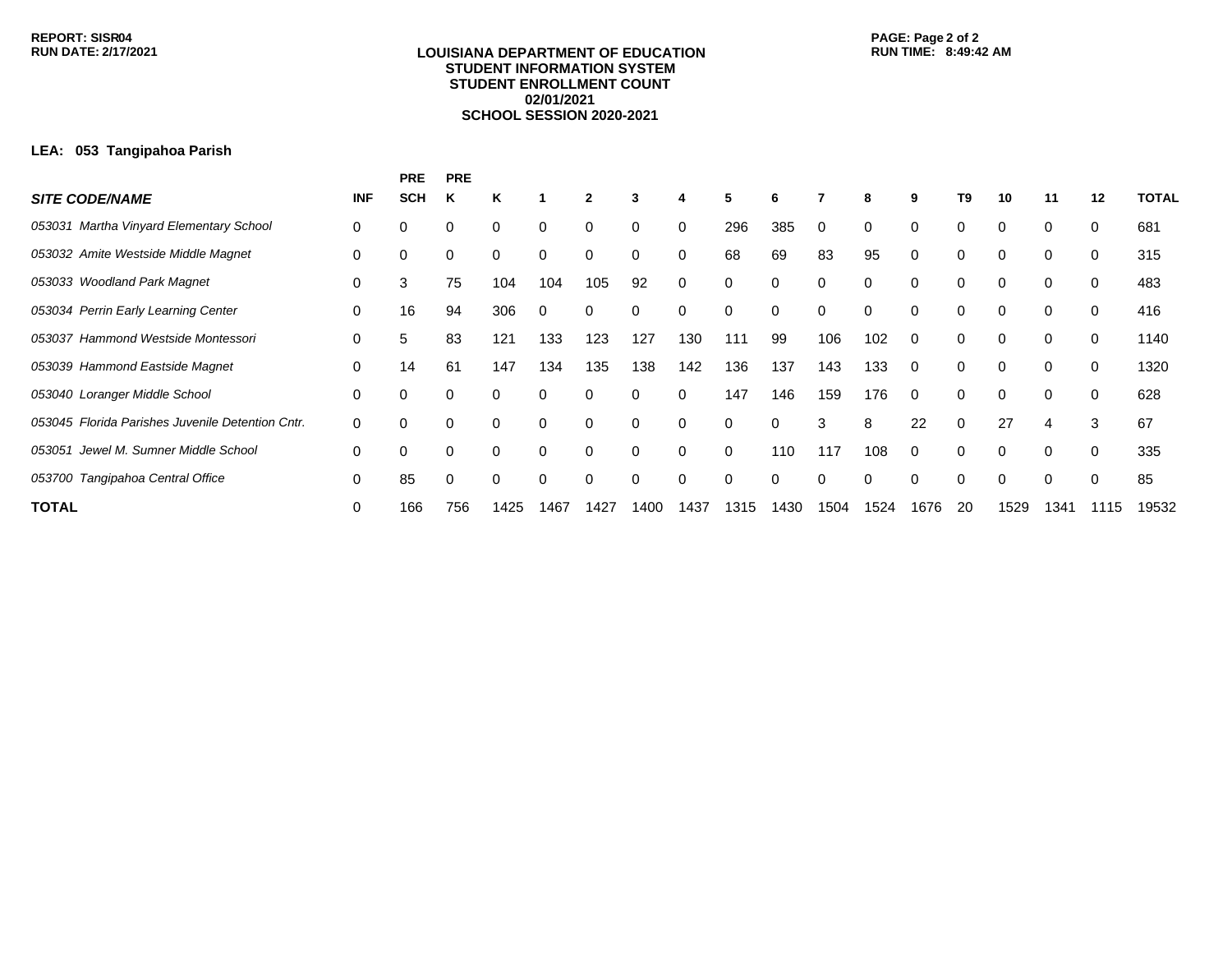REPORT: SISR04
RUN DATE: 2/17/2021

**LOUISIANA DEPARTMENT OF EDUCATION**
**STUDENT INFORMATION SYSTEM**
**STUDENT ENROLLMENT COUNT**
**02/01/2021**
**SCHOOL SESSION 2020-2021**

RUN TIME: 8:49:42 AM

**LEA: 053 Tangipahoa Parish**

| SITE CODE/NAME | INF | PRE SCH | PRE K | K | 1 | 2 | 3 | 4 | 5 | 6 | 7 | 8 | 9 | T9 | 10 | 11 | 12 | TOTAL |
|---|---|---|---|---|---|---|---|---|---|---|---|---|---|---|---|---|---|---|
| *053031 Martha Vinyard Elementary School* | 0 | 0 | 0 | 0 | 0 | 0 | 0 | 0 | 296 | 385 | 0 | 0 | 0 | 0 | 0 | 0 | 0 | 681 |
| *053032 Amite Westside Middle Magnet* | 0 | 0 | 0 | 0 | 0 | 0 | 0 | 0 | 68 | 69 | 83 | 95 | 0 | 0 | 0 | 0 | 0 | 315 |
| *053033 Woodland Park Magnet* | 0 | 3 | 75 | 104 | 104 | 105 | 92 | 0 | 0 | 0 | 0 | 0 | 0 | 0 | 0 | 0 | 0 | 483 |
| *053034 Perrin Early Learning Center* | 0 | 16 | 94 | 306 | 0 | 0 | 0 | 0 | 0 | 0 | 0 | 0 | 0 | 0 | 0 | 0 | 0 | 416 |
| *053037 Hammond Westside Montessori* | 0 | 5 | 83 | 121 | 133 | 123 | 127 | 130 | 111 | 99 | 106 | 102 | 0 | 0 | 0 | 0 | 0 | 1140 |
| *053039 Hammond Eastside Magnet* | 0 | 14 | 61 | 147 | 134 | 135 | 138 | 142 | 136 | 137 | 143 | 133 | 0 | 0 | 0 | 0 | 0 | 1320 |
| *053040 Loranger Middle School* | 0 | 0 | 0 | 0 | 0 | 0 | 0 | 0 | 147 | 146 | 159 | 176 | 0 | 0 | 0 | 0 | 0 | 628 |
| *053045 Florida Parishes Juvenile Detention Cntr.* | 0 | 0 | 0 | 0 | 0 | 0 | 0 | 0 | 0 | 0 | 3 | 8 | 22 | 0 | 27 | 4 | 3 | 67 |
| *053051 Jewel M. Sumner Middle School* | 0 | 0 | 0 | 0 | 0 | 0 | 0 | 0 | 0 | 110 | 117 | 108 | 0 | 0 | 0 | 0 | 0 | 335 |
| *053700 Tangipahoa Central Office* | 0 | 85 | 0 | 0 | 0 | 0 | 0 | 0 | 0 | 0 | 0 | 0 | 0 | 0 | 0 | 0 | 0 | 85 |
| **TOTAL** | 0 | 166 | 756 | 1425 | 1467 | 1427 | 1400 | 1437 | 1315 | 1430 | 1504 | 1524 | 1676 | 20 | 1529 | 1341 | 1115 | 19532 |